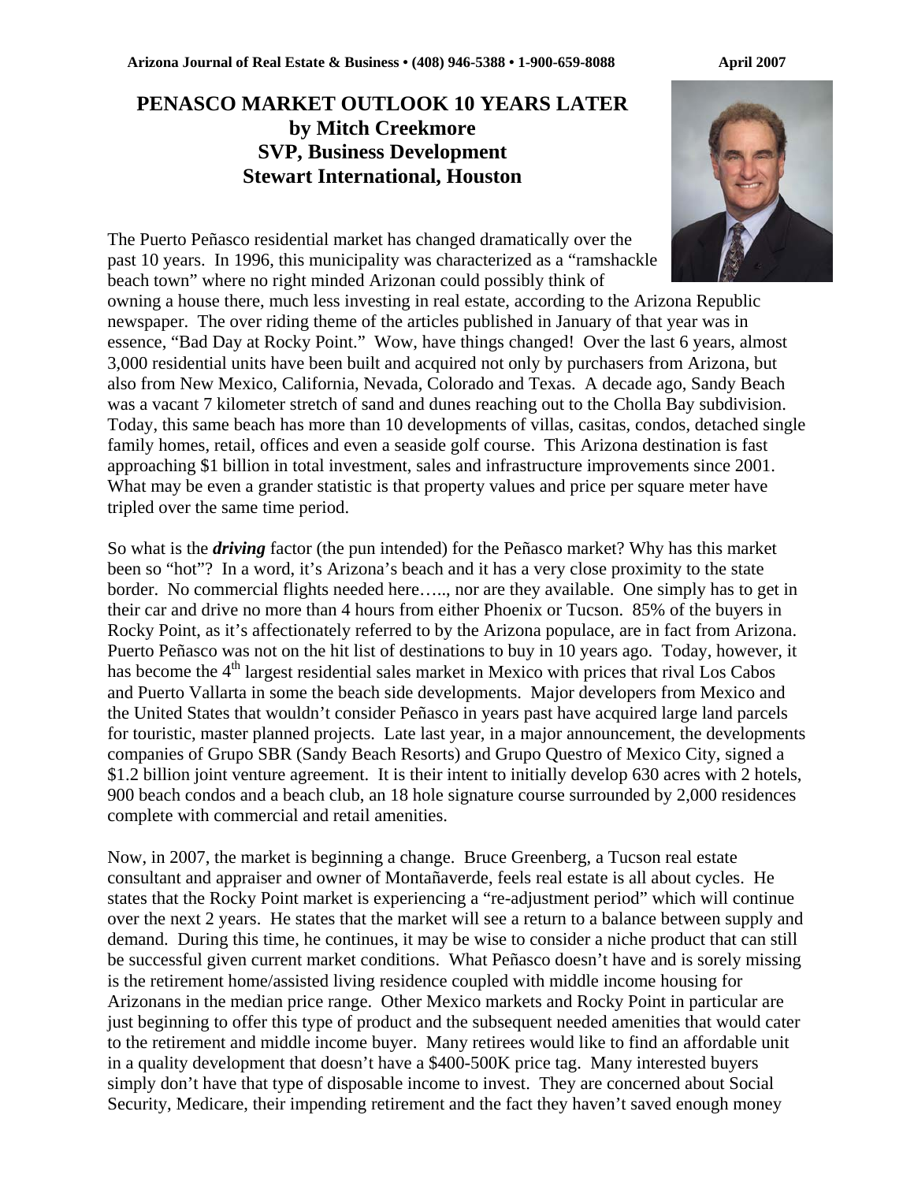# PENASCO MARKET OUTLOOK 10 YEARS LATER
## by Mitch Creekmore
## SVP, Business Development
## Stewart International, Houston

The Puerto Peñasco residential market has changed dramatically over the past 10 years. In 1996, this municipality was characterized as a "ramshackle beach town" where no right minded Arizonan could possibly think of owning a house there, much less investing in real estate, according to the Arizona Republic newspaper. The over riding theme of the articles published in January of that year was in essence, "Bad Day at Rocky Point." Wow, have things changed! Over the last 6 years, almost 3,000 residential units have been built and acquired not only by purchasers from Arizona, but also from New Mexico, California, Nevada, Colorado and Texas. A decade ago, Sandy Beach was a vacant 7 kilometer stretch of sand and dunes reaching out to the Cholla Bay subdivision. Today, this same beach has more than 10 developments of villas, casitas, condos, detached single family homes, retail, offices and even a seaside golf course. This Arizona destination is fast approaching $1 billion in total investment, sales and infrastructure improvements since 2001. What may be even a grander statistic is that property values and price per square meter have tripled over the same time period.

So what is the ***driving*** factor (the pun intended) for the Peñasco market? Why has this market been so "hot"? In a word, it's Arizona's beach and it has a very close proximity to the state border. No commercial flights needed here….., nor are they available. One simply has to get in their car and drive no more than 4 hours from either Phoenix or Tucson. 85% of the buyers in Rocky Point, as it's affectionately referred to by the Arizona populace, are in fact from Arizona. Puerto Peñasco was not on the hit list of destinations to buy in 10 years ago. Today, however, it has become the 4th largest residential sales market in Mexico with prices that rival Los Cabos and Puerto Vallarta in some the beach side developments. Major developers from Mexico and the United States that wouldn't consider Peñasco in years past have acquired large land parcels for touristic, master planned projects. Late last year, in a major announcement, the developments companies of Grupo SBR (Sandy Beach Resorts) and Grupo Questro of Mexico City, signed a $1.2 billion joint venture agreement. It is their intent to initially develop 630 acres with 2 hotels, 900 beach condos and a beach club, an 18 hole signature course surrounded by 2,000 residences complete with commercial and retail amenities.

Now, in 2007, the market is beginning a change. Bruce Greenberg, a Tucson real estate consultant and appraiser and owner of Montañaverde, feels real estate is all about cycles. He states that the Rocky Point market is experiencing a "re-adjustment period" which will continue over the next 2 years. He states that the market will see a return to a balance between supply and demand. During this time, he continues, it may be wise to consider a niche product that can still be successful given current market conditions. What Peñasco doesn't have and is sorely missing is the retirement home/assisted living residence coupled with middle income housing for Arizonans in the median price range. Other Mexico markets and Rocky Point in particular are just beginning to offer this type of product and the subsequent needed amenities that would cater to the retirement and middle income buyer. Many retirees would like to find an affordable unit in a quality development that doesn't have a $400-500K price tag. Many interested buyers simply don't have that type of disposable income to invest. They are concerned about Social Security, Medicare, their impending retirement and the fact they haven't saved enough money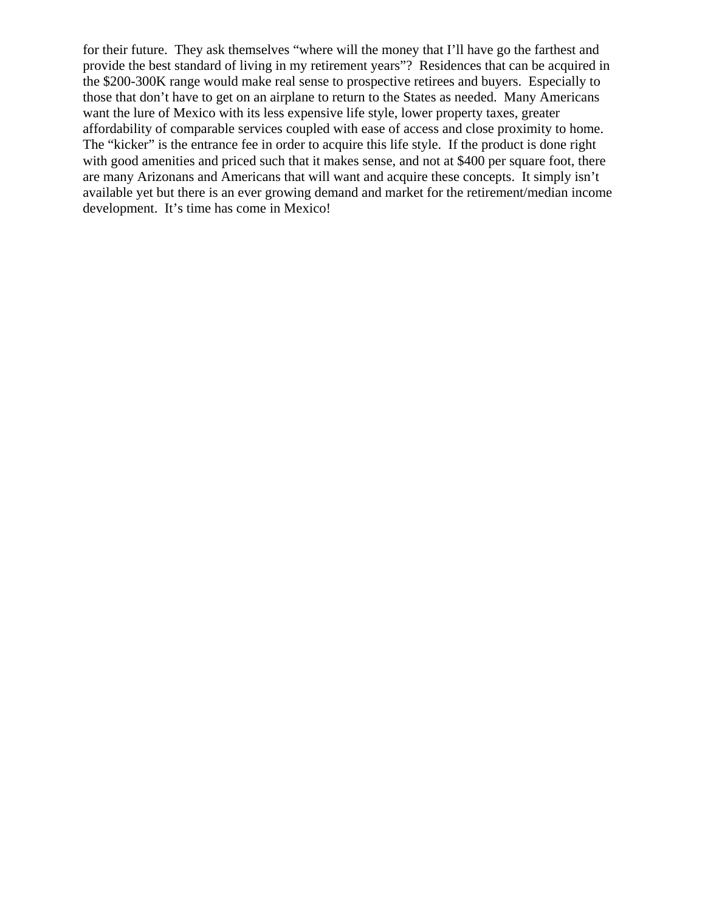for their future.  They ask themselves "where will the money that I'll have go the farthest and provide the best standard of living in my retirement years"?  Residences that can be acquired in the $200-300K range would make real sense to prospective retirees and buyers.  Especially to those that don't have to get on an airplane to return to the States as needed.  Many Americans want the lure of Mexico with its less expensive life style, lower property taxes, greater affordability of comparable services coupled with ease of access and close proximity to home.  The "kicker" is the entrance fee in order to acquire this life style.  If the product is done right with good amenities and priced such that it makes sense, and not at $400 per square foot, there are many Arizonans and Americans that will want and acquire these concepts.  It simply isn't available yet but there is an ever growing demand and market for the retirement/median income development.  It's time has come in Mexico!